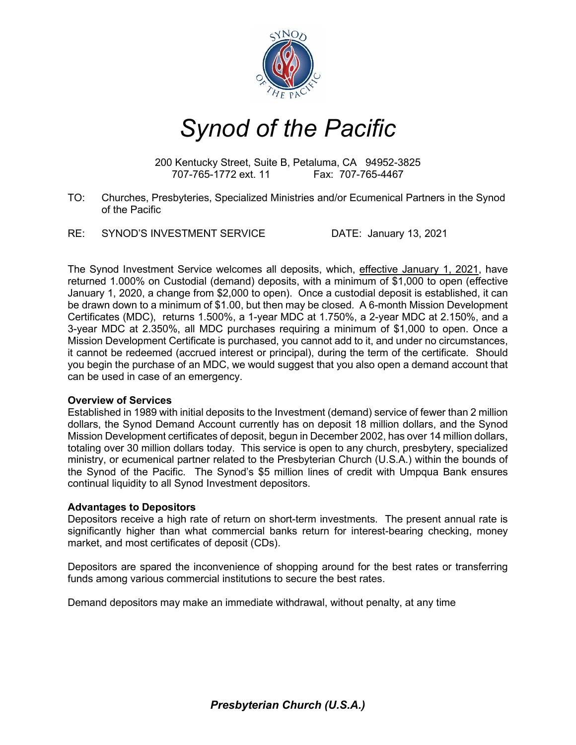# *Synod of the Pacific*

200 Kentucky Street, Suite B, Petaluma, CA 94952-3825
707-765-1772 ext. 11 Fax: 707-765-4467

TO: Churches, Presbyteries, Specialized Ministries and/or Ecumenical Partners in the Synod of the Pacific

RE: SYNOD'S INVESTMENT SERVICE DATE: January 13, 2021

The Synod Investment Service welcomes all deposits, which, effective January 1, 2021, have returned 1.000% on Custodial (demand) deposits, with a minimum of $1,000 to open (effective January 1, 2020, a change from $2,000 to open). Once a custodial deposit is established, it can be drawn down to a minimum of $1.00, but then may be closed. A 6-month Mission Development Certificates (MDC), returns 1.500%, a 1-year MDC at 1.750%, a 2-year MDC at 2.150%, and a 3-year MDC at 2.350%, all MDC purchases requiring a minimum of $1,000 to open. Once a Mission Development Certificate is purchased, you cannot add to it, and under no circumstances, it cannot be redeemed (accrued interest or principal), during the term of the certificate. Should you begin the purchase of an MDC, we would suggest that you also open a demand account that can be used in case of an emergency.

**Overview of Services**

Established in 1989 with initial deposits to the Investment (demand) service of fewer than 2 million dollars, the Synod Demand Account currently has on deposit 18 million dollars, and the Synod Mission Development certificates of deposit, begun in December 2002, has over 14 million dollars, totaling over 30 million dollars today. This service is open to any church, presbytery, specialized ministry, or ecumenical partner related to the Presbyterian Church (U.S.A.) within the bounds of the Synod of the Pacific. The Synod's $5 million lines of credit with Umpqua Bank ensures continual liquidity to all Synod Investment depositors.

**Advantages to Depositors**

Depositors receive a high rate of return on short-term investments. The present annual rate is significantly higher than what commercial banks return for interest-bearing checking, money market, and most certificates of deposit (CDs).

Depositors are spared the inconvenience of shopping around for the best rates or transferring funds among various commercial institutions to secure the best rates.

Demand depositors may make an immediate withdrawal, without penalty, at any time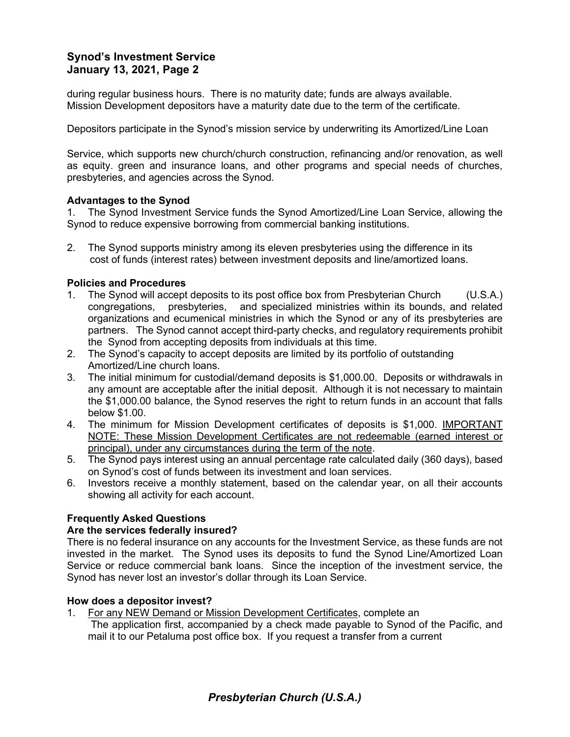during regular business hours. There is no maturity date; funds are always available. Mission Development depositors have a maturity date due to the term of the certificate.

Depositors participate in the Synod's mission service by underwriting its Amortized/Line Loan

Service, which supports new church/church construction, refinancing and/or renovation, as well as equity. green and insurance loans, and other programs and special needs of churches, presbyteries, and agencies across the Synod.

**Advantages to the Synod**

1. The Synod Investment Service funds the Synod Amortized/Line Loan Service, allowing the Synod to reduce expensive borrowing from commercial banking institutions.

2. The Synod supports ministry among its eleven presbyteries using the difference in its cost of funds (interest rates) between investment deposits and line/amortized loans.

**Policies and Procedures**

1. The Synod will accept deposits to its post office box from Presbyterian Church (U.S.A.) congregations, presbyteries, and specialized ministries within its bounds, and related organizations and ecumenical ministries in which the Synod or any of its presbyteries are partners. The Synod cannot accept third-party checks, and regulatory requirements prohibit the Synod from accepting deposits from individuals at this time.
2. The Synod's capacity to accept deposits are limited by its portfolio of outstanding Amortized/Line church loans.
3. The initial minimum for custodial/demand deposits is $1,000.00. Deposits or withdrawals in any amount are acceptable after the initial deposit. Although it is not necessary to maintain the $1,000.00 balance, the Synod reserves the right to return funds in an account that falls below $1.00.
4. The minimum for Mission Development certificates of deposits is $1,000. <u>IMPORTANT NOTE: These Mission Development Certificates are not redeemable (earned interest or principal), under any circumstances during the term of the note</u>.
5. The Synod pays interest using an annual percentage rate calculated daily (360 days), based on Synod's cost of funds between its investment and loan services.
6. Investors receive a monthly statement, based on the calendar year, on all their accounts showing all activity for each account.

**Frequently Asked Questions**

**Are the services federally insured?**

There is no federal insurance on any accounts for the Investment Service, as these funds are not invested in the market. The Synod uses its deposits to fund the Synod Line/Amortized Loan Service or reduce commercial bank loans. Since the inception of the investment service, the Synod has never lost an investor's dollar through its Loan Service.

**How does a depositor invest?**

1. <u>For any NEW Demand or Mission Development Certificates</u>, complete an The application first, accompanied by a check made payable to Synod of the Pacific, and mail it to our Petaluma post office box. If you request a transfer from a current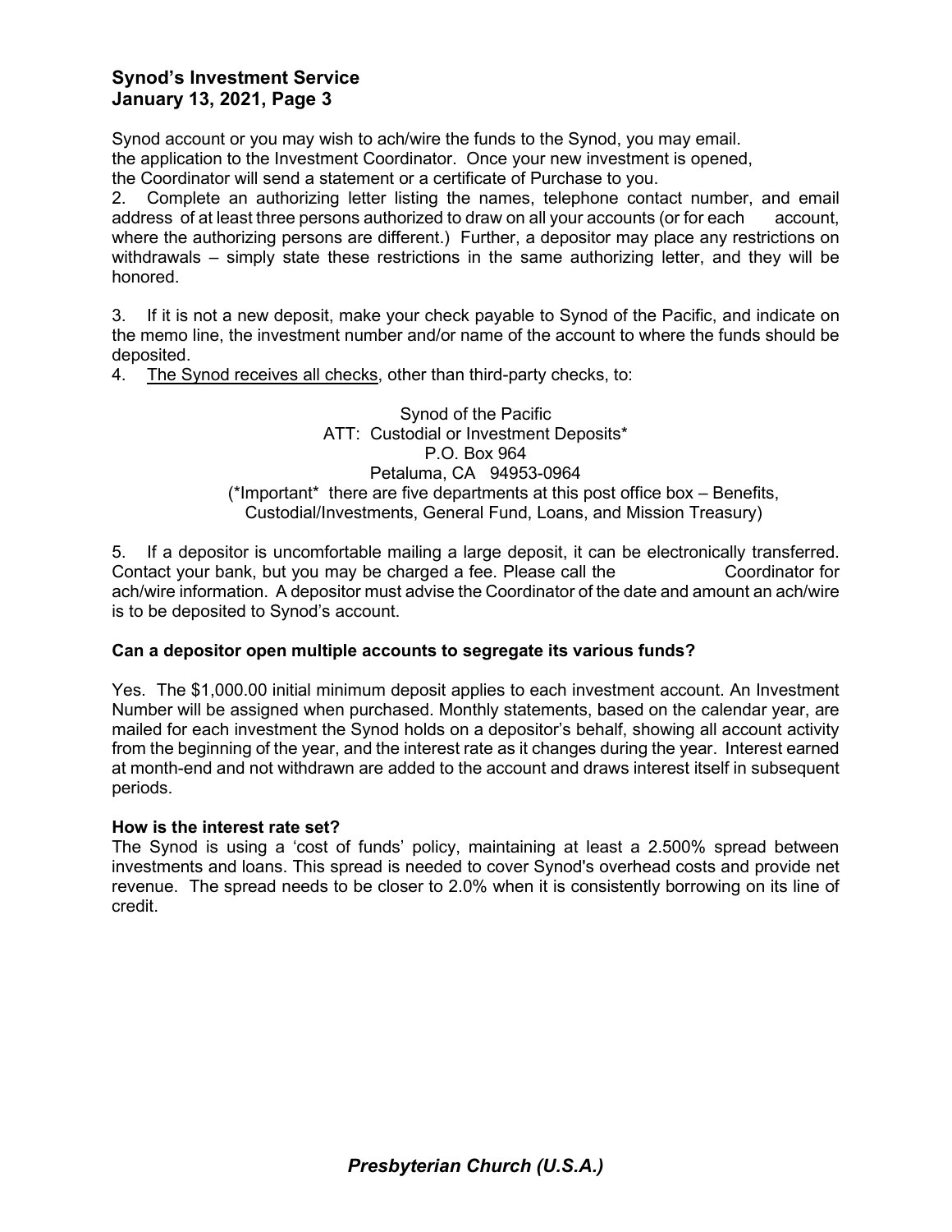Synod account or you may wish to ach/wire the funds to the Synod, you may email. the application to the Investment Coordinator. Once your new investment is opened, the Coordinator will send a statement or a certificate of Purchase to you.

2. Complete an authorizing letter listing the names, telephone contact number, and email address of at least three persons authorized to draw on all your accounts (or for each account, where the authorizing persons are different.) Further, a depositor may place any restrictions on withdrawals – simply state these restrictions in the same authorizing letter, and they will be honored.

3. If it is not a new deposit, make your check payable to Synod of the Pacific, and indicate on the memo line, the investment number and/or name of the account to where the funds should be deposited.

4. <u>The Synod receives all checks</u>, other than third-party checks, to:

Synod of the Pacific
ATT: Custodial or Investment Deposits*
P.O. Box 964
Petaluma, CA 94953-0964
(*Important* there are five departments at this post office box – Benefits, Custodial/Investments, General Fund, Loans, and Mission Treasury)

5. If a depositor is uncomfortable mailing a large deposit, it can be electronically transferred. Contact your bank, but you may be charged a fee. Please call the Coordinator for ach/wire information. A depositor must advise the Coordinator of the date and amount an ach/wire is to be deposited to Synod's account.

**Can a depositor open multiple accounts to segregate its various funds?**

Yes. The $1,000.00 initial minimum deposit applies to each investment account. An Investment Number will be assigned when purchased. Monthly statements, based on the calendar year, are mailed for each investment the Synod holds on a depositor's behalf, showing all account activity from the beginning of the year, and the interest rate as it changes during the year. Interest earned at month-end and not withdrawn are added to the account and draws interest itself in subsequent periods.

**How is the interest rate set?**

The Synod is using a 'cost of funds' policy, maintaining at least a 2.500% spread between investments and loans. This spread is needed to cover Synod's overhead costs and provide net revenue. The spread needs to be closer to 2.0% when it is consistently borrowing on its line of credit.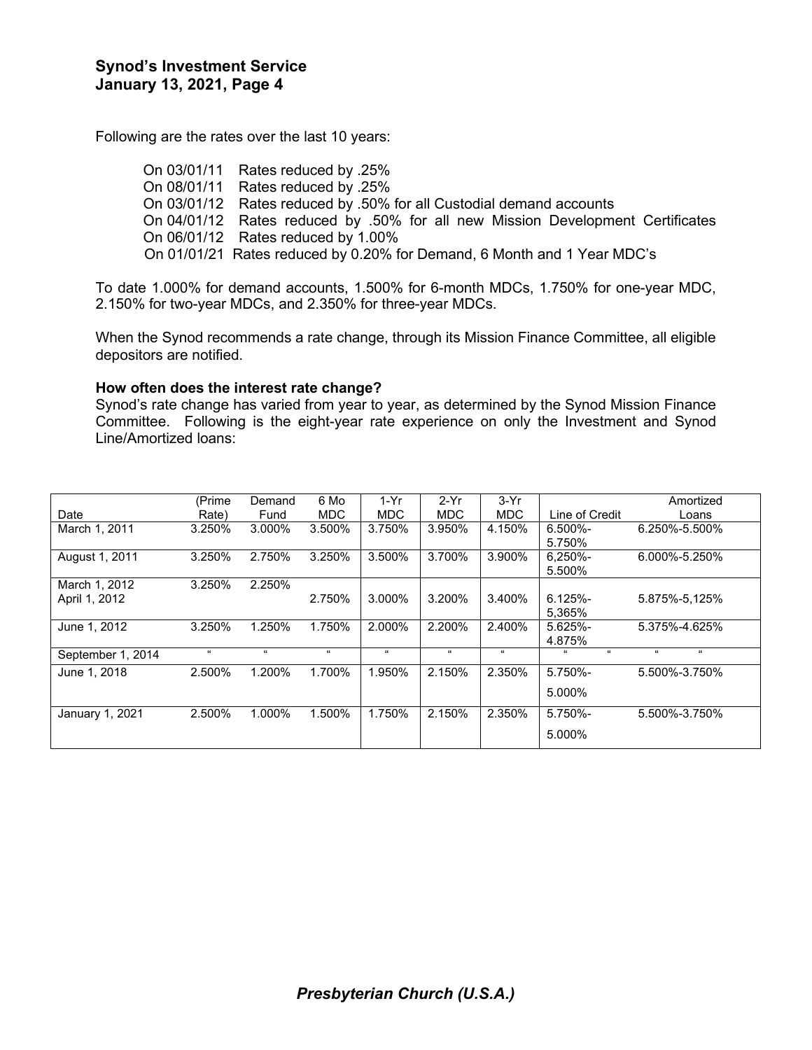**Synod's Investment Service**
**January 13, 2021, Page 4**

Following are the rates over the last 10 years:

On 03/01/11 Rates reduced by .25%
On 08/01/11 Rates reduced by .25%
On 03/01/12 Rates reduced by .50% for all Custodial demand accounts
On 04/01/12 Rates reduced by .50% for all new Mission Development Certificates
On 06/01/12 Rates reduced by 1.00%
On 01/01/21 Rates reduced by 0.20% for Demand, 6 Month and 1 Year MDC's

To date 1.000% for demand accounts, 1.500% for 6-month MDCs, 1.750% for one-year MDC, 2.150% for two-year MDCs, and 2.350% for three-year MDCs.

When the Synod recommends a rate change, through its Mission Finance Committee, all eligible depositors are notified.

**How often does the interest rate change?**
Synod's rate change has varied from year to year, as determined by the Synod Mission Finance Committee. Following is the eight-year rate experience on only the Investment and Synod Line/Amortized loans:

| Date | (Prime Rate) | Demand Fund | 6 Mo MDC | 1-Yr MDC | 2-Yr MDC | 3-Yr MDC | Line of Credit | Amortized Loans |
|---|---|---|---|---|---|---|---|---|
| March 1, 2011 | 3.250% | 3.000% | 3.500% | 3.750% | 3.950% | 4.150% | 6.500%-5.750% | 6.250%-5.500% |
| August 1, 2011 | 3.250% | 2.750% | 3.250% | 3.500% | 3.700% | 3.900% | 6,250%-5.500% | 6.000%-5.250% |
| March 1, 2012 | 3.250% | 2.250% | | | | | | |
| April 1, 2012 | | | 2.750% | 3.000% | 3.200% | 3.400% | 6.125%-5,365% | 5.875%-5,125% |
| June 1, 2012 | 3.250% | 1.250% | 1.750% | 2.000% | 2.200% | 2.400% | 5.625%-4.875% | 5.375%-4.625% |
| September 1, 2014 | " | " | " | " | " | " | " " | " " |
| June 1, 2018 | 2.500% | 1.200% | 1.700% | 1.950% | 2.150% | 2.350% | 5.750%-5.000% | 5.500%-3.750% |
| January 1, 2021 | 2.500% | 1.000% | 1.500% | 1.750% | 2.150% | 2.350% | 5.750%-5.000% | 5.500%-3.750% |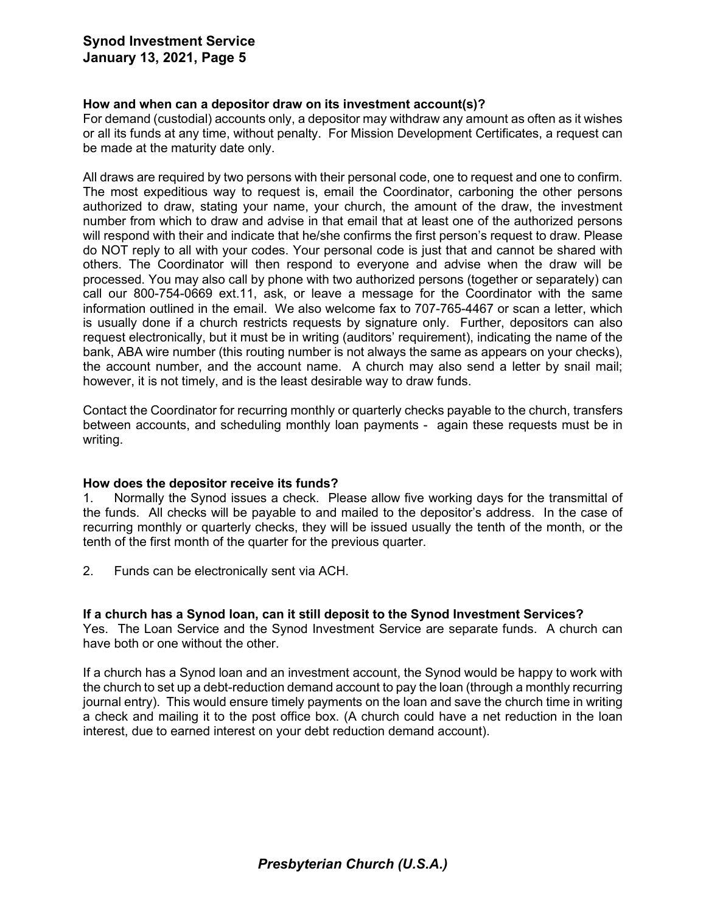**How and when can a depositor draw on its investment account(s)?**

For demand (custodial) accounts only, a depositor may withdraw any amount as often as it wishes or all its funds at any time, without penalty. For Mission Development Certificates, a request can be made at the maturity date only.

All draws are required by two persons with their personal code, one to request and one to confirm. The most expeditious way to request is, email the Coordinator, carboning the other persons authorized to draw, stating your name, your church, the amount of the draw, the investment number from which to draw and advise in that email that at least one of the authorized persons will respond with their and indicate that he/she confirms the first person's request to draw. Please do NOT reply to all with your codes. Your personal code is just that and cannot be shared with others. The Coordinator will then respond to everyone and advise when the draw will be processed. You may also call by phone with two authorized persons (together or separately) can call our 800-754-0669 ext.11, ask, or leave a message for the Coordinator with the same information outlined in the email. We also welcome fax to 707-765-4467 or scan a letter, which is usually done if a church restricts requests by signature only. Further, depositors can also request electronically, but it must be in writing (auditors' requirement), indicating the name of the bank, ABA wire number (this routing number is not always the same as appears on your checks), the account number, and the account name. A church may also send a letter by snail mail; however, it is not timely, and is the least desirable way to draw funds.

Contact the Coordinator for recurring monthly or quarterly checks payable to the church, transfers between accounts, and scheduling monthly loan payments - again these requests must be in writing.

**How does the depositor receive its funds?**

1. Normally the Synod issues a check. Please allow five working days for the transmittal of the funds. All checks will be payable to and mailed to the depositor's address. In the case of recurring monthly or quarterly checks, they will be issued usually the tenth of the month, or the tenth of the first month of the quarter for the previous quarter.

2. Funds can be electronically sent via ACH.

**If a church has a Synod loan, can it still deposit to the Synod Investment Services?**

Yes. The Loan Service and the Synod Investment Service are separate funds. A church can have both or one without the other.

If a church has a Synod loan and an investment account, the Synod would be happy to work with the church to set up a debt-reduction demand account to pay the loan (through a monthly recurring journal entry). This would ensure timely payments on the loan and save the church time in writing a check and mailing it to the post office box. (A church could have a net reduction in the loan interest, due to earned interest on your debt reduction demand account).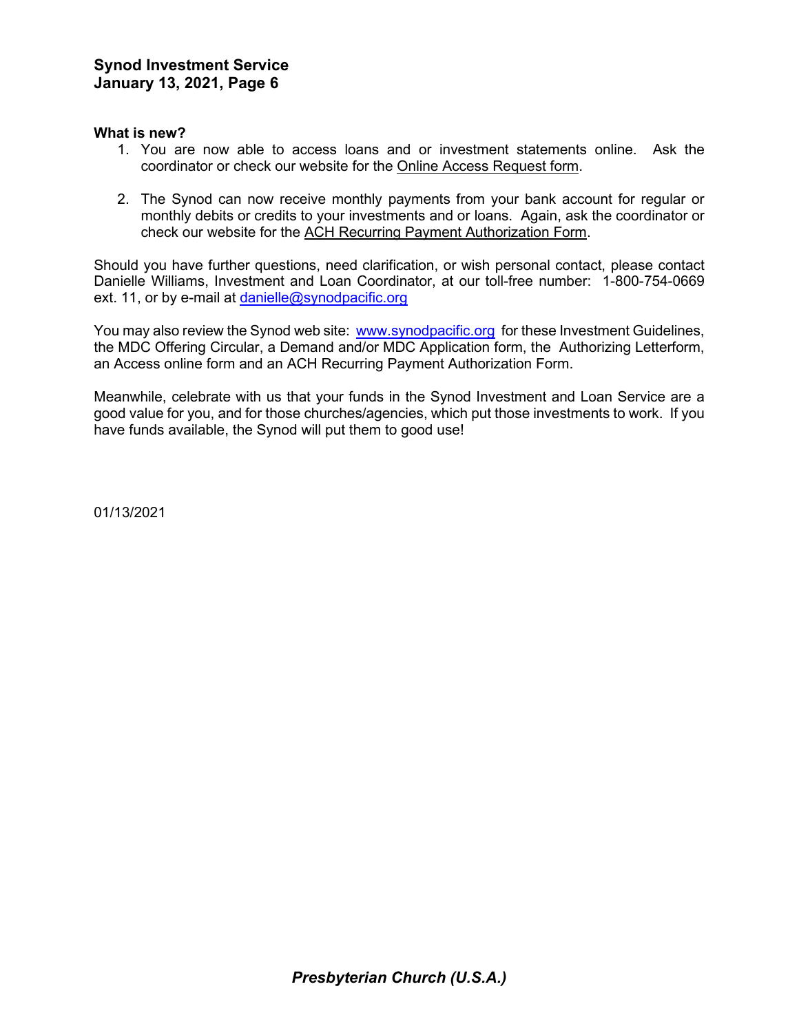**What is new?**

1. You are now able to access loans and or investment statements online. Ask the coordinator or check our website for the Online Access Request form.

2. The Synod can now receive monthly payments from your bank account for regular or monthly debits or credits to your investments and or loans. Again, ask the coordinator or check our website for the ACH Recurring Payment Authorization Form.

Should you have further questions, need clarification, or wish personal contact, please contact Danielle Williams, Investment and Loan Coordinator, at our toll-free number: 1-800-754-0669 ext. 11, or by e-mail at danielle@synodpacific.org

You may also review the Synod web site: www.synodpacific.org for these Investment Guidelines, the MDC Offering Circular, a Demand and/or MDC Application form, the Authorizing Letterform, an Access online form and an ACH Recurring Payment Authorization Form.

Meanwhile, celebrate with us that your funds in the Synod Investment and Loan Service are a good value for you, and for those churches/agencies, which put those investments to work. If you have funds available, the Synod will put them to good use!

01/13/2021